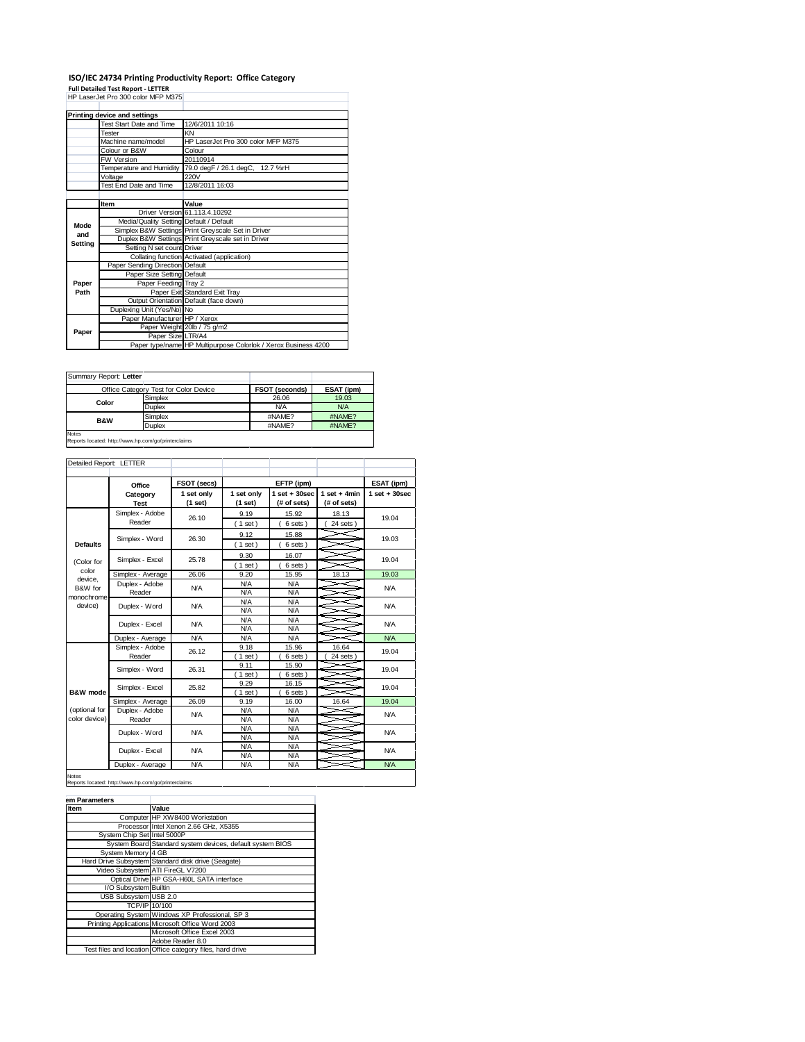# ISO/IEC 24734 Printing Productivity Report: Office Category

**Full Detailed Test Report - LETTER**

HP LaserJet Pro 300 color MFP M375

| Printing device and settings | |
|---|---|
| Test Start Date and Time | 12/6/2011 10:16 |
| Tester | KN |
| Machine name/model | HP LaserJet Pro 300 color MFP M375 |
| Colour or B&W | Colour |
| FW Version | 20110914 |
| Temperature and Humidity | 79.0 degF / 26.1 degC, 12.7 %rH |
| Voltage | 220V |
| Test End Date and Time | 12/8/2011 16:03 |

| | Item | Value |
|---|---|---|
| Mode and Setting | Driver Version | 61.113.4.10292 |
| | Media/Quality Setting | Default / Default |
| | Simplex B&W Settings | Print Greyscale Set in Driver |
| | Duplex B&W Settings | Print Greyscale set in Driver |
| | Setting N set count | Driver |
| | Collating function | Activated (application) |
| Paper Path | Paper Sending Direction | Default |
| | Paper Size Setting | Default |
| | Paper Feeding | Tray 2 |
| | Paper Exit | Standard Exit Tray |
| | Output Orientation | Default (face down) |
| | Duplexing Unit (Yes/No) | No |
| Paper | Paper Manufacturer | HP / Xerox |
| | Paper Weight | 20lb / 75 g/m2 |
| | Paper Size | LTR/A4 |
| | Paper type/name | HP Multipurpose Colorlok / Xerox Business 4200 |

Summary Report: **Letter**

| Office Category Test for Color Device | | FSOT (seconds) | ESAT (ipm) |
|---|---|---|---|
| Color | Simplex | 26.06 | 19.03 |
| | Duplex | N/A | N/A |
| B&W | Simplex | #NAME? | #NAME? |
| | Duplex | #NAME? | #NAME? |

Notes

Reports located: http://www.hp.com/go/printerclaims

Detailed Report: LETTER

| | Office Category Test | FSOT (secs) 1 set only (1 set) | EFTP (ipm) 1 set only (1 set) | EFTP (ipm) 1 set + 30sec (# of sets) | EFTP (ipm) 1 set + 4min (# of sets) | ESAT (ipm) 1 set + 30sec |
|---|---|---|---|---|---|---|
| Defaults (Color for color device, B&W for monochrome device) | Simplex - Adobe Reader | 26.10 | 9.19 (1 set) | 15.92 (6 sets) | 18.13 (24 sets) | 19.04 |
| | Simplex - Word | 26.30 | 9.12 (1 set) | 15.88 (6 sets) | | 19.03 |
| | Simplex - Excel | 25.78 | 9.30 (1 set) | 16.07 (6 sets) | | 19.04 |
| | Simplex - Average | 26.06 | 9.20 | 15.95 | 18.13 | 19.03 |
| | Duplex - Adobe Reader | N/A | N/A N/A | N/A N/A | | N/A |
| | Duplex - Word | N/A | N/A N/A | N/A N/A | | N/A |
| | Duplex - Excel | N/A | N/A N/A | N/A N/A | | N/A |
| | Duplex - Average | N/A | N/A | N/A | | N/A |
| B&W mode (optional for color device) | Simplex - Adobe Reader | 26.12 | 9.18 (1 set) | 15.96 (6 sets) | 16.64 (24 sets) | 19.04 |
| | Simplex - Word | 26.31 | 9.11 (1 set) | 15.90 (6 sets) | | 19.04 |
| | Simplex - Excel | 25.82 | 9.29 (1 set) | 16.15 (6 sets) | | 19.04 |
| | Simplex - Average | 26.09 | 9.19 | 16.00 | 16.64 | 19.04 |
| | Duplex - Adobe Reader | N/A | N/A N/A | N/A N/A | | N/A |
| | Duplex - Word | N/A | N/A N/A | N/A N/A | | N/A |
| | Duplex - Excel | N/A | N/A N/A | N/A N/A | | N/A |
| | Duplex - Average | N/A | N/A | N/A | | N/A |

Notes

Reports located: http://www.hp.com/go/printerclaims

| em Parameters | |
|---|---|
| **Item** | **Value** |
| Computer | HP XW8400 Workstation |
| Processor | Intel Xenon 2.66 GHz, X5355 |
| System Chip Set | Intel 5000P |
| System Board | Standard system devices, default system BIOS |
| System Memory | 4 GB |
| Hard Drive Subsystem | Standard disk drive (Seagate) |
| Video Subsystem | ATI FireGL V7200 |
| Optical Drive | HP GSA-H60L SATA interface |
| I/O Subsystem | Builtin |
| USB Subsystem | USB 2.0 |
| TCP/IP | 10/100 |
| Operating System | Windows XP Professional, SP 3 |
| Printing Applications | Microsoft Office Word 2003 |
| | Microsoft Office Excel 2003 |
| | Adobe Reader 8.0 |
| Test files and location | Office category files, hard drive |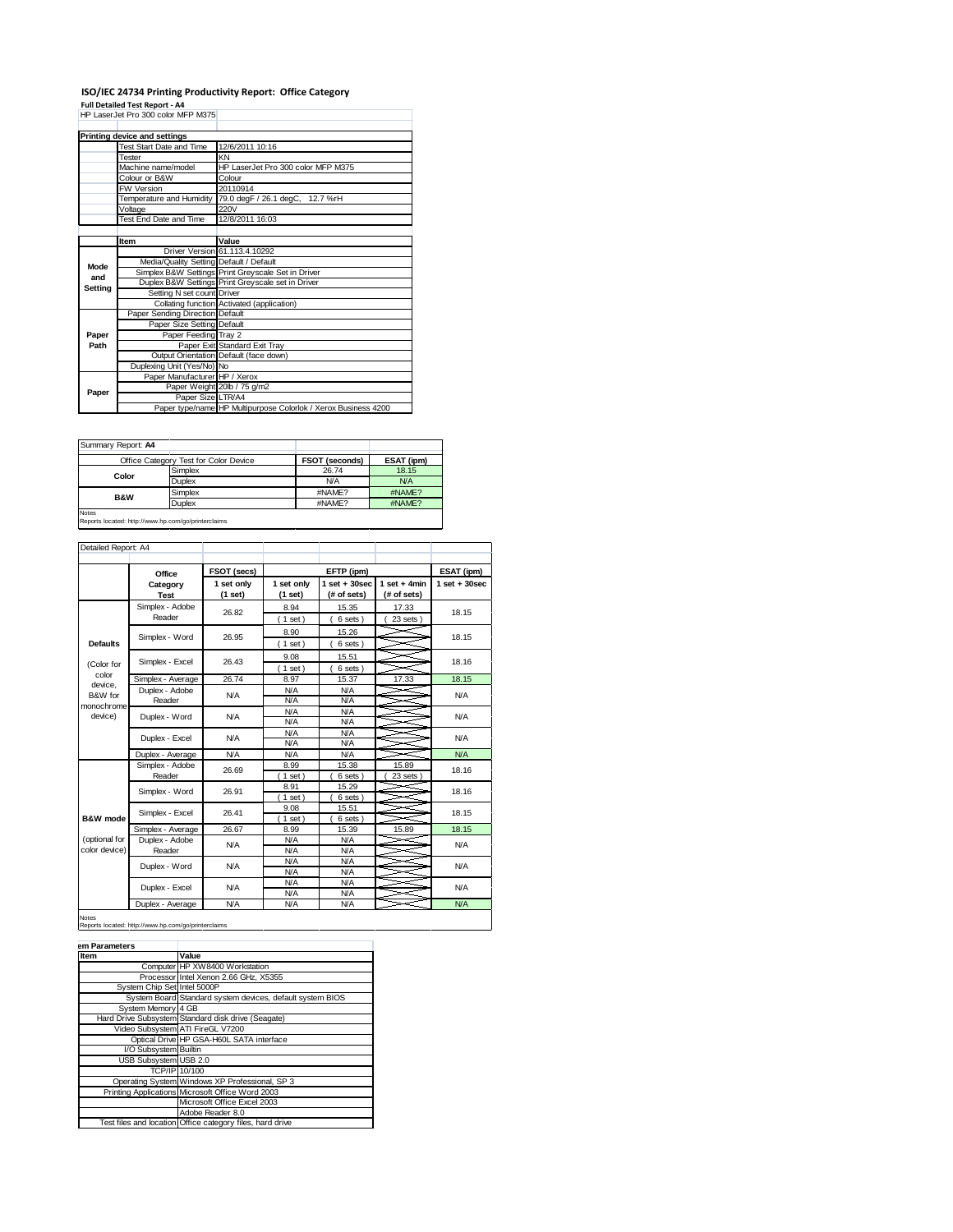# ISO/IEC 24734 Printing Productivity Report: Office Category

**Full Detailed Test Report - A4**

HP LaserJet Pro 300 color MFP M375

| Printing device and settings | |
|---|---|
| Test Start Date and Time | 12/6/2011 10:16 |
| Tester | KN |
| Machine name/model | HP LaserJet Pro 300 color MFP M375 |
| Colour or B&W | Colour |
| FW Version | 20110914 |
| Temperature and Humidity | 79.0 degF / 26.1 degC, 12.7 %rH |
| Voltage | 220V |
| Test End Date and Time | 12/8/2011 16:03 |

| | Item | Value |
|---|---|---|
| Mode and Setting | Driver Version | 61.113.4.10292 |
| | Media/Quality Setting | Default / Default |
| | Simplex B&W Settings | Print Greyscale Set in Driver |
| | Duplex B&W Settings | Print Greyscale set in Driver |
| | Setting N set count | Driver |
| | Collating function | Activated (application) |
| Paper Path | Paper Sending Direction | Default |
| | Paper Size Setting | Default |
| | Paper Feeding | Tray 2 |
| | Paper Exit | Standard Exit Tray |
| | Output Orientation | Default (face down) |
| | Duplexing Unit (Yes/No) | No |
| Paper | Paper Manufacturer | HP / Xerox |
| | Paper Weight | 20lb / 75 g/m2 |
| | Paper Size | LTR/A4 |
| | Paper type/name | HP Multipurpose Colorlok / Xerox Business 4200 |

Summary Report: **A4**

| Office Category Test for Color Device | | FSOT (seconds) | ESAT (ipm) |
|---|---|---|---|
| Color | Simplex | 26.74 | 18.15 |
| | Duplex | N/A | N/A |
| B&W | Simplex | #NAME? | #NAME? |
| | Duplex | #NAME? | #NAME? |

Notes
Reports located: http://www.hp.com/go/printerclaims

Detailed Report: A4

| | Office Category Test | FSOT (secs) 1 set only (1 set) | EFTP (ipm) 1 set only (1 set) | EFTP (ipm) 1 set + 30sec (# of sets) | EFTP (ipm) 1 set + 4min (# of sets) | ESAT (ipm) 1 set + 30sec |
|---|---|---|---|---|---|---|
| Defaults (Color for color device, B&W for monochrome device) | Simplex - Adobe Reader | 26.82 | 8.94 (1 set) | 15.35 (6 sets) | 17.33 (23 sets) | 18.15 |
| | Simplex - Word | 26.95 | 8.90 (1 set) | 15.26 (6 sets) | | 18.15 |
| | Simplex - Excel | 26.43 | 9.08 (1 set) | 15.51 (6 sets) | | 18.16 |
| | Simplex - Average | 26.74 | 8.97 | 15.37 | 17.33 | 18.15 |
| | Duplex - Adobe Reader | N/A | N/A N/A | N/A N/A | | N/A |
| | Duplex - Word | N/A | N/A N/A | N/A N/A | | N/A |
| | Duplex - Excel | N/A | N/A N/A | N/A N/A | | N/A |
| | Duplex - Average | N/A | N/A | N/A | | N/A |
| B&W mode (optional for color device) | Simplex - Adobe Reader | 26.69 | 8.99 (1 set) | 15.38 (6 sets) | 15.89 (23 sets) | 18.16 |
| | Simplex - Word | 26.91 | 8.91 (1 set) | 15.29 (6 sets) | | 18.16 |
| | Simplex - Excel | 26.41 | 9.08 (1 set) | 15.51 (6 sets) | | 18.15 |
| | Simplex - Average | 26.67 | 8.99 | 15.39 | 15.89 | 18.15 |
| | Duplex - Adobe Reader | N/A | N/A N/A | N/A N/A | | N/A |
| | Duplex - Word | N/A | N/A N/A | N/A N/A | | N/A |
| | Duplex - Excel | N/A | N/A N/A | N/A N/A | | N/A |
| | Duplex - Average | N/A | N/A | N/A | | N/A |

Notes
Reports located: http://www.hp.com/go/printerclaims

| em Parameters | |
|---|---|
| **Item** | **Value** |
| Computer | HP XW8400 Workstation |
| Processor | Intel Xenon 2.66 GHz, X5355 |
| System Chip Set | Intel 5000P |
| System Board | Standard system devices, default system BIOS |
| System Memory | 4 GB |
| Hard Drive Subsystem | Standard disk drive (Seagate) |
| Video Subsystem | ATI FireGL V7200 |
| Optical Drive | HP GSA-H60L SATA interface |
| I/O Subsystem | Builtin |
| USB Subsystem | USB 2.0 |
| TCP/IP | 10/100 |
| Operating System | Windows XP Professional, SP 3 |
| Printing Applications | Microsoft Office Word 2003 |
| | Microsoft Office Excel 2003 |
| | Adobe Reader 8.0 |
| Test files and location | Office category files, hard drive |